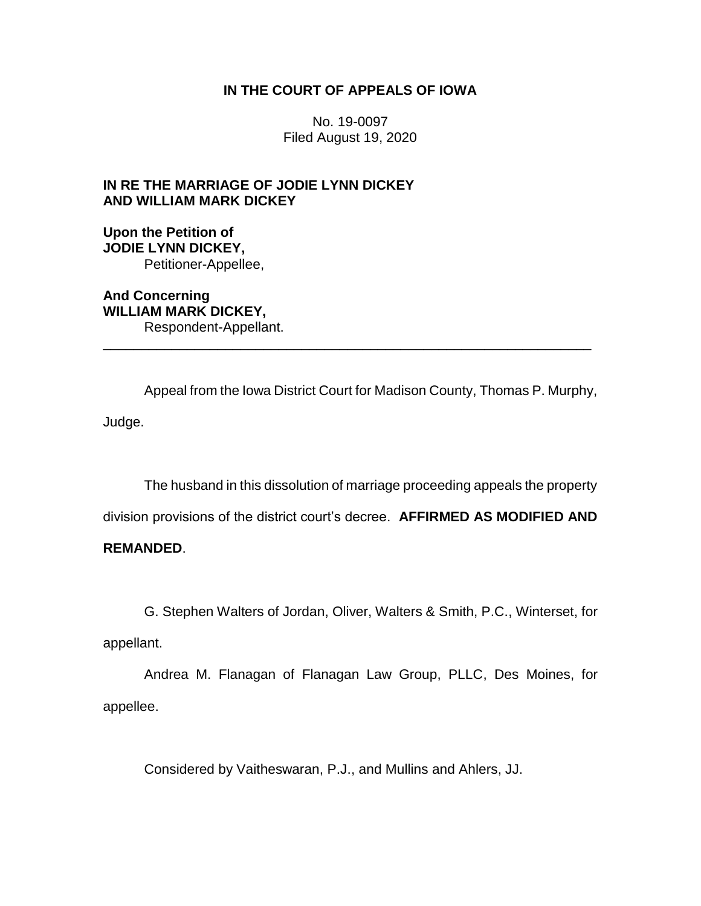**IN THE COURT OF APPEALS OF IOWA**

No. 19-0097
Filed August 19, 2020

**IN RE THE MARRIAGE OF JODIE LYNN DICKEY AND WILLIAM MARK DICKEY**

**Upon the Petition of**
**JODIE LYNN DICKEY,**
Petitioner-Appellee,

**And Concerning**
**WILLIAM MARK DICKEY,**
Respondent-Appellant.

---

Appeal from the Iowa District Court for Madison County, Thomas P. Murphy, Judge.

The husband in this dissolution of marriage proceeding appeals the property division provisions of the district court's decree. **AFFIRMED AS MODIFIED AND REMANDED**.

G. Stephen Walters of Jordan, Oliver, Walters & Smith, P.C., Winterset, for appellant.

Andrea M. Flanagan of Flanagan Law Group, PLLC, Des Moines, for appellee.

Considered by Vaitheswaran, P.J., and Mullins and Ahlers, JJ.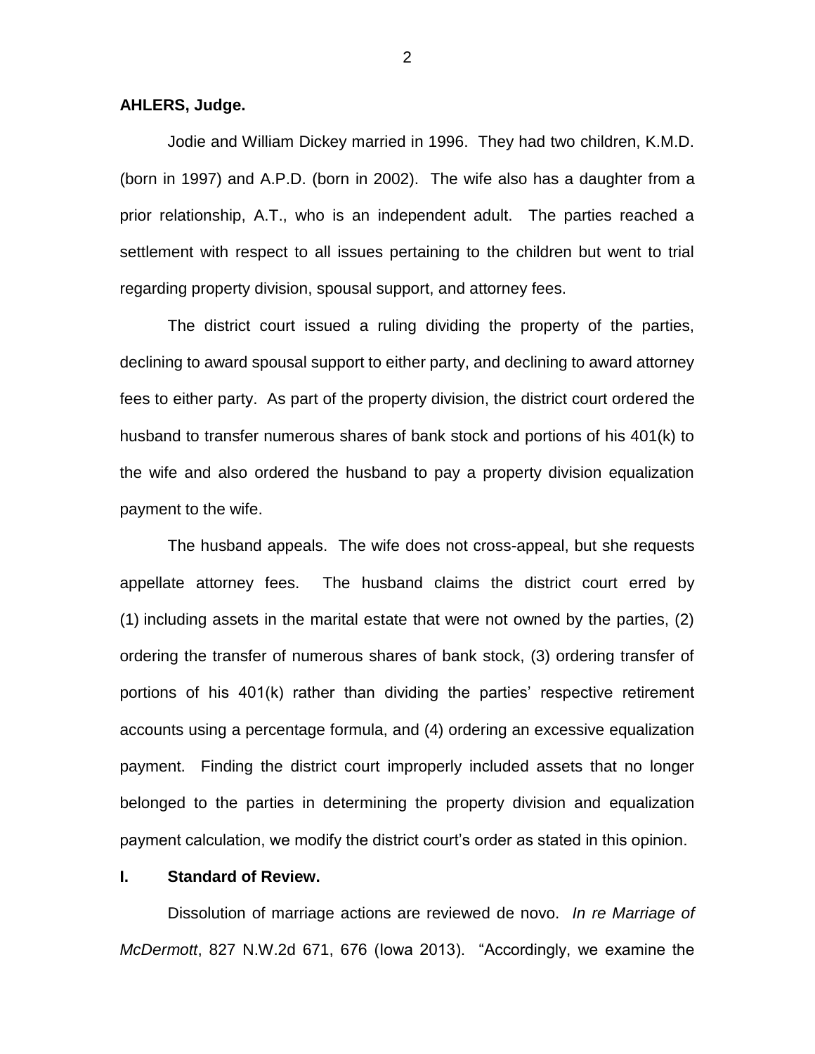**AHLERS, Judge.**

Jodie and William Dickey married in 1996. They had two children, K.M.D. (born in 1997) and A.P.D. (born in 2002). The wife also has a daughter from a prior relationship, A.T., who is an independent adult. The parties reached a settlement with respect to all issues pertaining to the children but went to trial regarding property division, spousal support, and attorney fees.

The district court issued a ruling dividing the property of the parties, declining to award spousal support to either party, and declining to award attorney fees to either party. As part of the property division, the district court ordered the husband to transfer numerous shares of bank stock and portions of his 401(k) to the wife and also ordered the husband to pay a property division equalization payment to the wife.

The husband appeals. The wife does not cross-appeal, but she requests appellate attorney fees. The husband claims the district court erred by (1) including assets in the marital estate that were not owned by the parties, (2) ordering the transfer of numerous shares of bank stock, (3) ordering transfer of portions of his 401(k) rather than dividing the parties' respective retirement accounts using a percentage formula, and (4) ordering an excessive equalization payment. Finding the district court improperly included assets that no longer belonged to the parties in determining the property division and equalization payment calculation, we modify the district court's order as stated in this opinion.

## I. Standard of Review.

Dissolution of marriage actions are reviewed de novo. *In re Marriage of McDermott*, 827 N.W.2d 671, 676 (Iowa 2013). "Accordingly, we examine the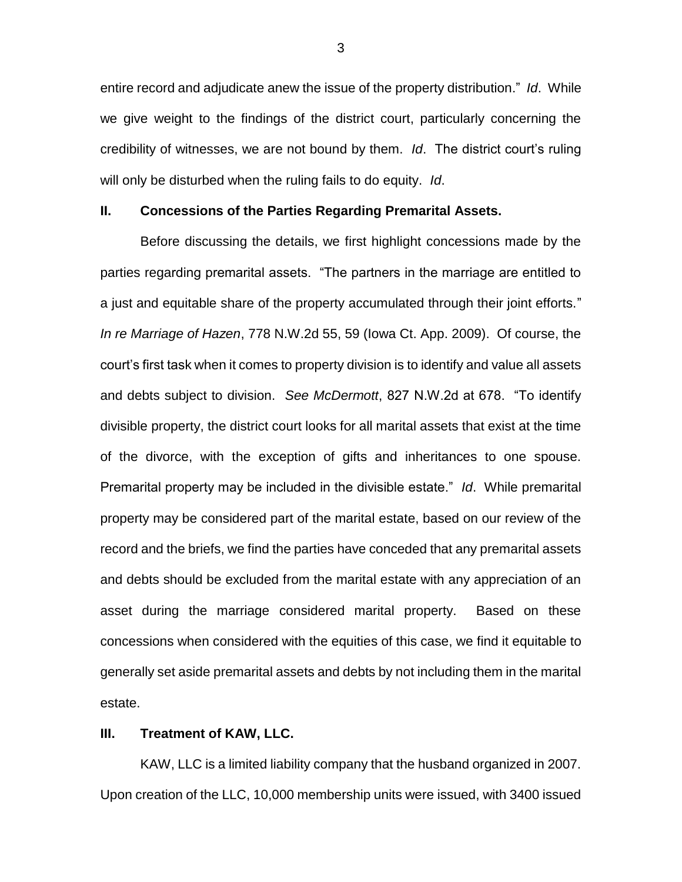entire record and adjudicate anew the issue of the property distribution." *Id*. While we give weight to the findings of the district court, particularly concerning the credibility of witnesses, we are not bound by them. *Id*. The district court's ruling will only be disturbed when the ruling fails to do equity. *Id*.

## II. Concessions of the Parties Regarding Premarital Assets.

Before discussing the details, we first highlight concessions made by the parties regarding premarital assets. "The partners in the marriage are entitled to a just and equitable share of the property accumulated through their joint efforts." *In re Marriage of Hazen*, 778 N.W.2d 55, 59 (Iowa Ct. App. 2009). Of course, the court's first task when it comes to property division is to identify and value all assets and debts subject to division. *See McDermott*, 827 N.W.2d at 678. "To identify divisible property, the district court looks for all marital assets that exist at the time of the divorce, with the exception of gifts and inheritances to one spouse. Premarital property may be included in the divisible estate." *Id*. While premarital property may be considered part of the marital estate, based on our review of the record and the briefs, we find the parties have conceded that any premarital assets and debts should be excluded from the marital estate with any appreciation of an asset during the marriage considered marital property. Based on these concessions when considered with the equities of this case, we find it equitable to generally set aside premarital assets and debts by not including them in the marital estate.

## III. Treatment of KAW, LLC.

KAW, LLC is a limited liability company that the husband organized in 2007. Upon creation of the LLC, 10,000 membership units were issued, with 3400 issued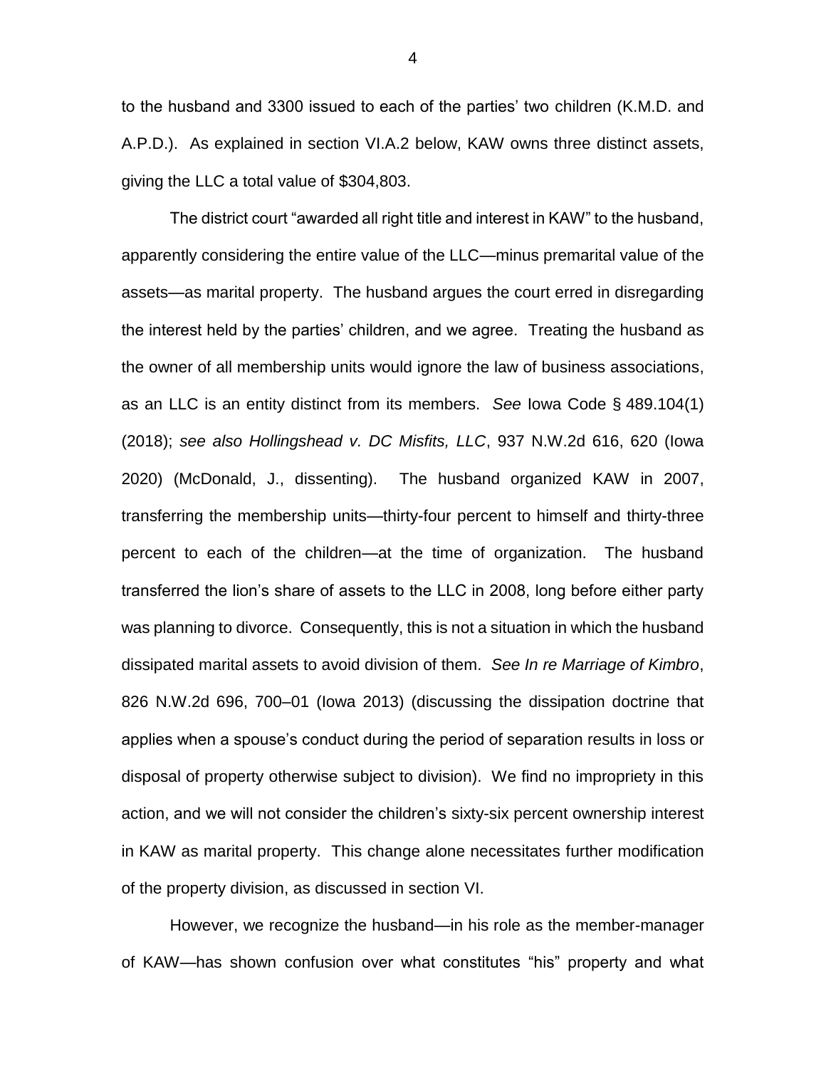to the husband and 3300 issued to each of the parties' two children (K.M.D. and A.P.D.). As explained in section VI.A.2 below, KAW owns three distinct assets, giving the LLC a total value of $304,803.

The district court "awarded all right title and interest in KAW" to the husband, apparently considering the entire value of the LLC—minus premarital value of the assets—as marital property. The husband argues the court erred in disregarding the interest held by the parties' children, and we agree. Treating the husband as the owner of all membership units would ignore the law of business associations, as an LLC is an entity distinct from its members. *See* Iowa Code § 489.104(1) (2018); *see also Hollingshead v. DC Misfits, LLC*, 937 N.W.2d 616, 620 (Iowa 2020) (McDonald, J., dissenting). The husband organized KAW in 2007, transferring the membership units—thirty-four percent to himself and thirty-three percent to each of the children—at the time of organization. The husband transferred the lion's share of assets to the LLC in 2008, long before either party was planning to divorce. Consequently, this is not a situation in which the husband dissipated marital assets to avoid division of them. *See In re Marriage of Kimbro*, 826 N.W.2d 696, 700–01 (Iowa 2013) (discussing the dissipation doctrine that applies when a spouse's conduct during the period of separation results in loss or disposal of property otherwise subject to division). We find no impropriety in this action, and we will not consider the children's sixty-six percent ownership interest in KAW as marital property. This change alone necessitates further modification of the property division, as discussed in section VI.

However, we recognize the husband—in his role as the member-manager of KAW—has shown confusion over what constitutes "his" property and what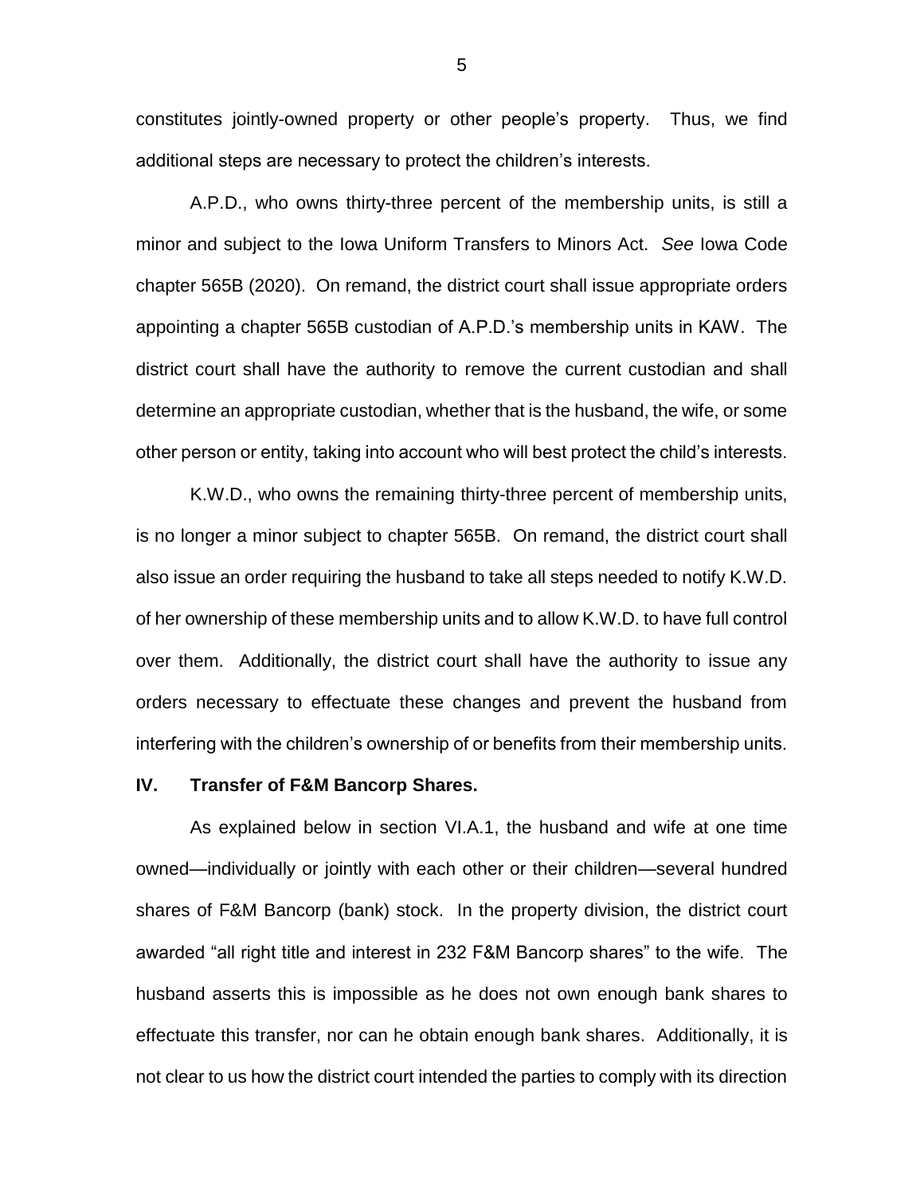constitutes jointly-owned property or other people's property. Thus, we find additional steps are necessary to protect the children's interests.

A.P.D., who owns thirty-three percent of the membership units, is still a minor and subject to the Iowa Uniform Transfers to Minors Act. *See* Iowa Code chapter 565B (2020). On remand, the district court shall issue appropriate orders appointing a chapter 565B custodian of A.P.D.'s membership units in KAW. The district court shall have the authority to remove the current custodian and shall determine an appropriate custodian, whether that is the husband, the wife, or some other person or entity, taking into account who will best protect the child's interests.

K.W.D., who owns the remaining thirty-three percent of membership units, is no longer a minor subject to chapter 565B. On remand, the district court shall also issue an order requiring the husband to take all steps needed to notify K.W.D. of her ownership of these membership units and to allow K.W.D. to have full control over them. Additionally, the district court shall have the authority to issue any orders necessary to effectuate these changes and prevent the husband from interfering with the children's ownership of or benefits from their membership units.

## IV. Transfer of F&M Bancorp Shares.

As explained below in section VI.A.1, the husband and wife at one time owned—individually or jointly with each other or their children—several hundred shares of F&M Bancorp (bank) stock. In the property division, the district court awarded "all right title and interest in 232 F&M Bancorp shares" to the wife. The husband asserts this is impossible as he does not own enough bank shares to effectuate this transfer, nor can he obtain enough bank shares. Additionally, it is not clear to us how the district court intended the parties to comply with its direction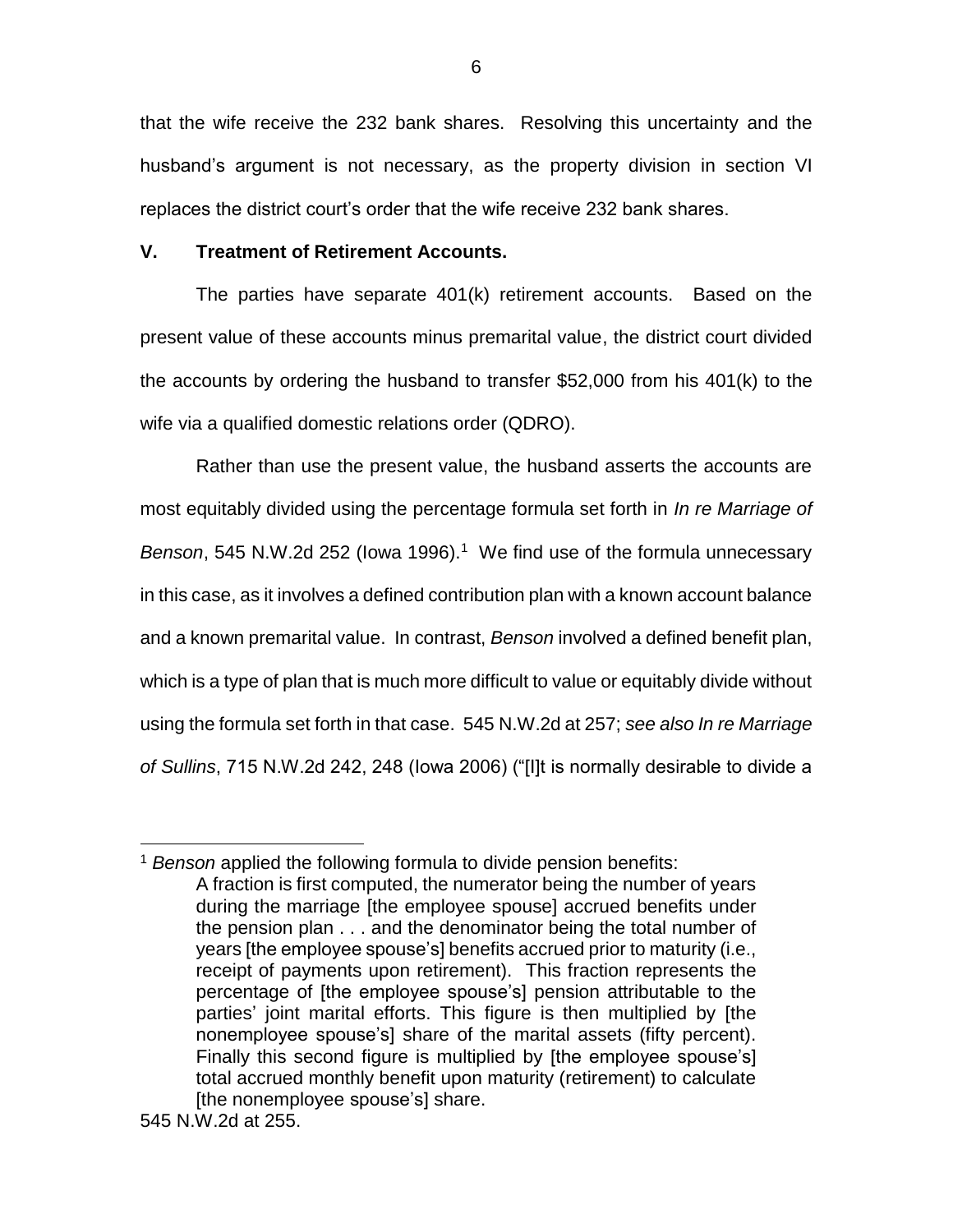that the wife receive the 232 bank shares. Resolving this uncertainty and the husband's argument is not necessary, as the property division in section VI replaces the district court's order that the wife receive 232 bank shares.

## V. Treatment of Retirement Accounts.

The parties have separate 401(k) retirement accounts. Based on the present value of these accounts minus premarital value, the district court divided the accounts by ordering the husband to transfer $52,000 from his 401(k) to the wife via a qualified domestic relations order (QDRO).

Rather than use the present value, the husband asserts the accounts are most equitably divided using the percentage formula set forth in *In re Marriage of Benson*, 545 N.W.2d 252 (Iowa 1996).[1] We find use of the formula unnecessary in this case, as it involves a defined contribution plan with a known account balance and a known premarital value. In contrast, *Benson* involved a defined benefit plan, which is a type of plan that is much more difficult to value or equitably divide without using the formula set forth in that case. 545 N.W.2d at 257; *see also In re Marriage of Sullins*, 715 N.W.2d 242, 248 (Iowa 2006) ("[I]t is normally desirable to divide a

---

[1] *Benson* applied the following formula to divide pension benefits:

> A fraction is first computed, the numerator being the number of years during the marriage [the employee spouse] accrued benefits under the pension plan . . . and the denominator being the total number of years [the employee spouse's] benefits accrued prior to maturity (i.e., receipt of payments upon retirement). This fraction represents the percentage of [the employee spouse's] pension attributable to the parties' joint marital efforts. This figure is then multiplied by [the nonemployee spouse's] share of the marital assets (fifty percent). Finally this second figure is multiplied by [the employee spouse's] total accrued monthly benefit upon maturity (retirement) to calculate [the nonemployee spouse's] share.

545 N.W.2d at 255.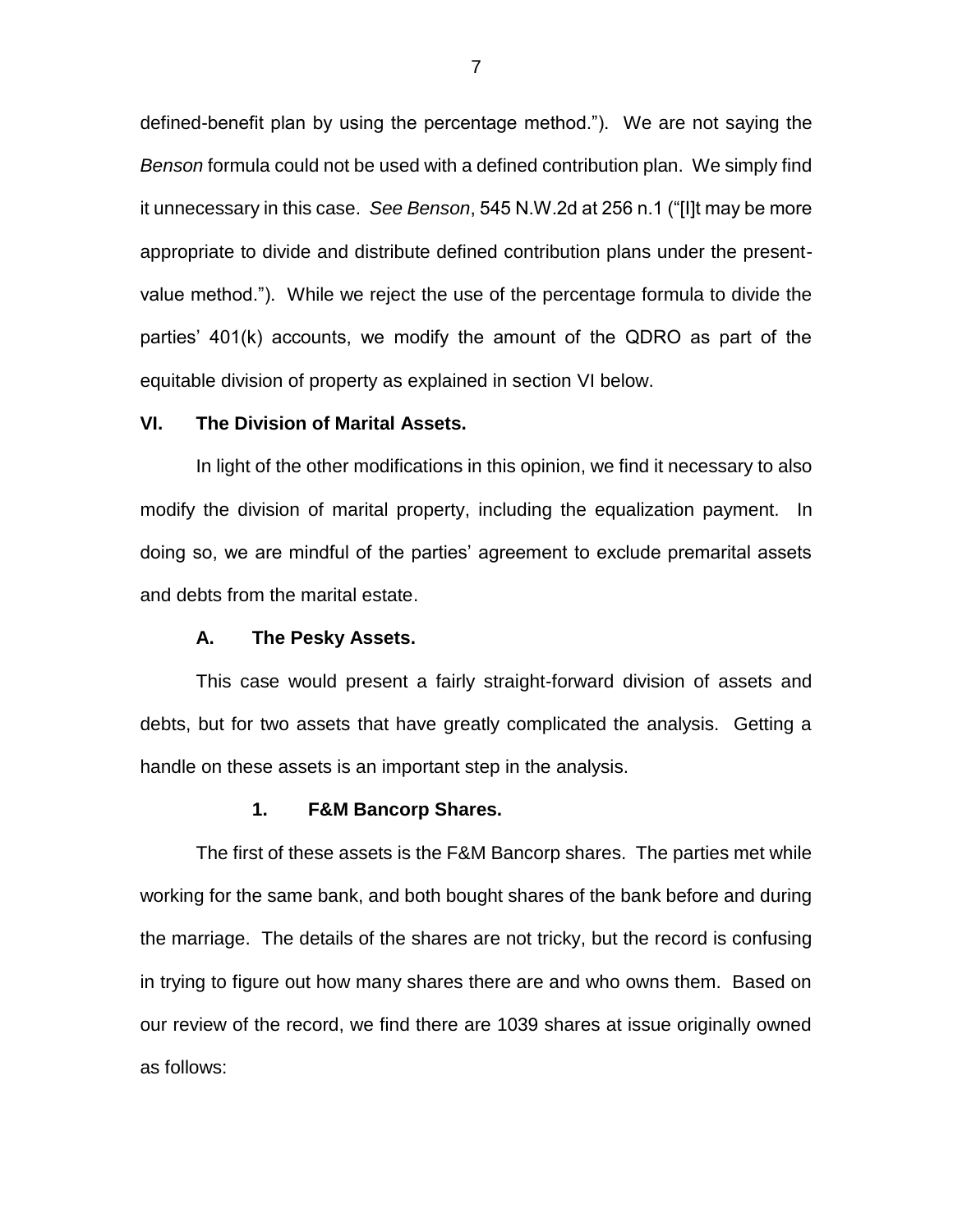defined-benefit plan by using the percentage method."). We are not saying the *Benson* formula could not be used with a defined contribution plan. We simply find it unnecessary in this case. *See Benson*, 545 N.W.2d at 256 n.1 ("[I]t may be more appropriate to divide and distribute defined contribution plans under the present-value method."). While we reject the use of the percentage formula to divide the parties' 401(k) accounts, we modify the amount of the QDRO as part of the equitable division of property as explained in section VI below.

## VI. The Division of Marital Assets.

In light of the other modifications in this opinion, we find it necessary to also modify the division of marital property, including the equalization payment. In doing so, we are mindful of the parties' agreement to exclude premarital assets and debts from the marital estate.

### A. The Pesky Assets.

This case would present a fairly straight-forward division of assets and debts, but for two assets that have greatly complicated the analysis. Getting a handle on these assets is an important step in the analysis.

#### 1. F&M Bancorp Shares.

The first of these assets is the F&M Bancorp shares. The parties met while working for the same bank, and both bought shares of the bank before and during the marriage. The details of the shares are not tricky, but the record is confusing in trying to figure out how many shares there are and who owns them. Based on our review of the record, we find there are 1039 shares at issue originally owned as follows: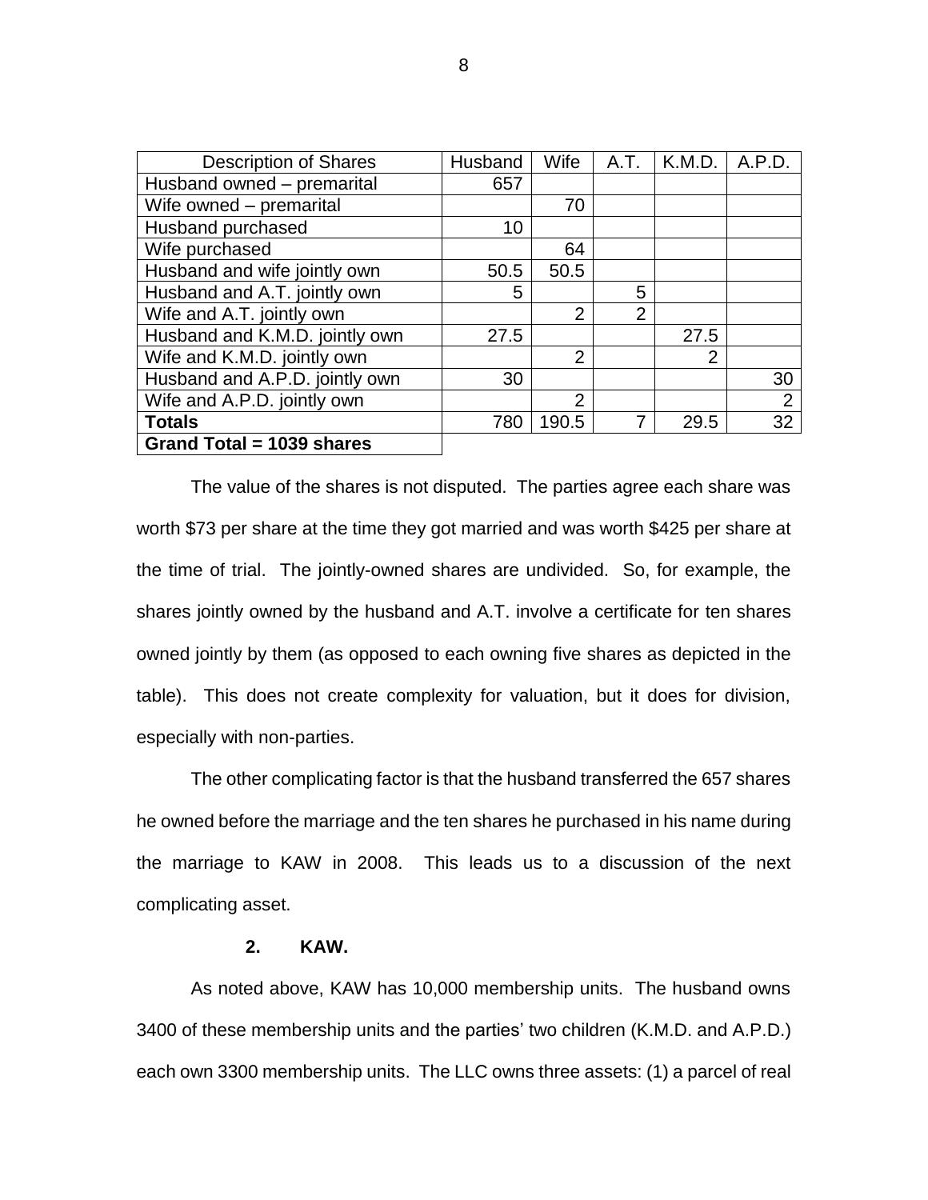| Description of Shares | Husband | Wife | A.T. | K.M.D. | A.P.D. |
| --- | --- | --- | --- | --- | --- |
| Husband owned – premarital | 657 | | | | |
| Wife owned – premarital | | 70 | | | |
| Husband purchased | 10 | | | | |
| Wife purchased | | 64 | | | |
| Husband and wife jointly own | 50.5 | 50.5 | | | |
| Husband and A.T. jointly own | 5 | | 5 | | |
| Wife and A.T. jointly own | | 2 | 2 | | |
| Husband and K.M.D. jointly own | 27.5 | | | 27.5 | |
| Wife and K.M.D. jointly own | | 2 | | 2 | |
| Husband and A.P.D. jointly own | 30 | | | | 30 |
| Wife and A.P.D. jointly own | | 2 | | | 2 |
| **Totals** | 780 | 190.5 | 7 | 29.5 | 32 |
| **Grand Total = 1039 shares** | | | | | |

The value of the shares is not disputed. The parties agree each share was worth $73 per share at the time they got married and was worth $425 per share at the time of trial. The jointly-owned shares are undivided. So, for example, the shares jointly owned by the husband and A.T. involve a certificate for ten shares owned jointly by them (as opposed to each owning five shares as depicted in the table). This does not create complexity for valuation, but it does for division, especially with non-parties.

The other complicating factor is that the husband transferred the 657 shares he owned before the marriage and the ten shares he purchased in his name during the marriage to KAW in 2008. This leads us to a discussion of the next complicating asset.

**2. KAW.**

As noted above, KAW has 10,000 membership units. The husband owns 3400 of these membership units and the parties' two children (K.M.D. and A.P.D.) each own 3300 membership units. The LLC owns three assets: (1) a parcel of real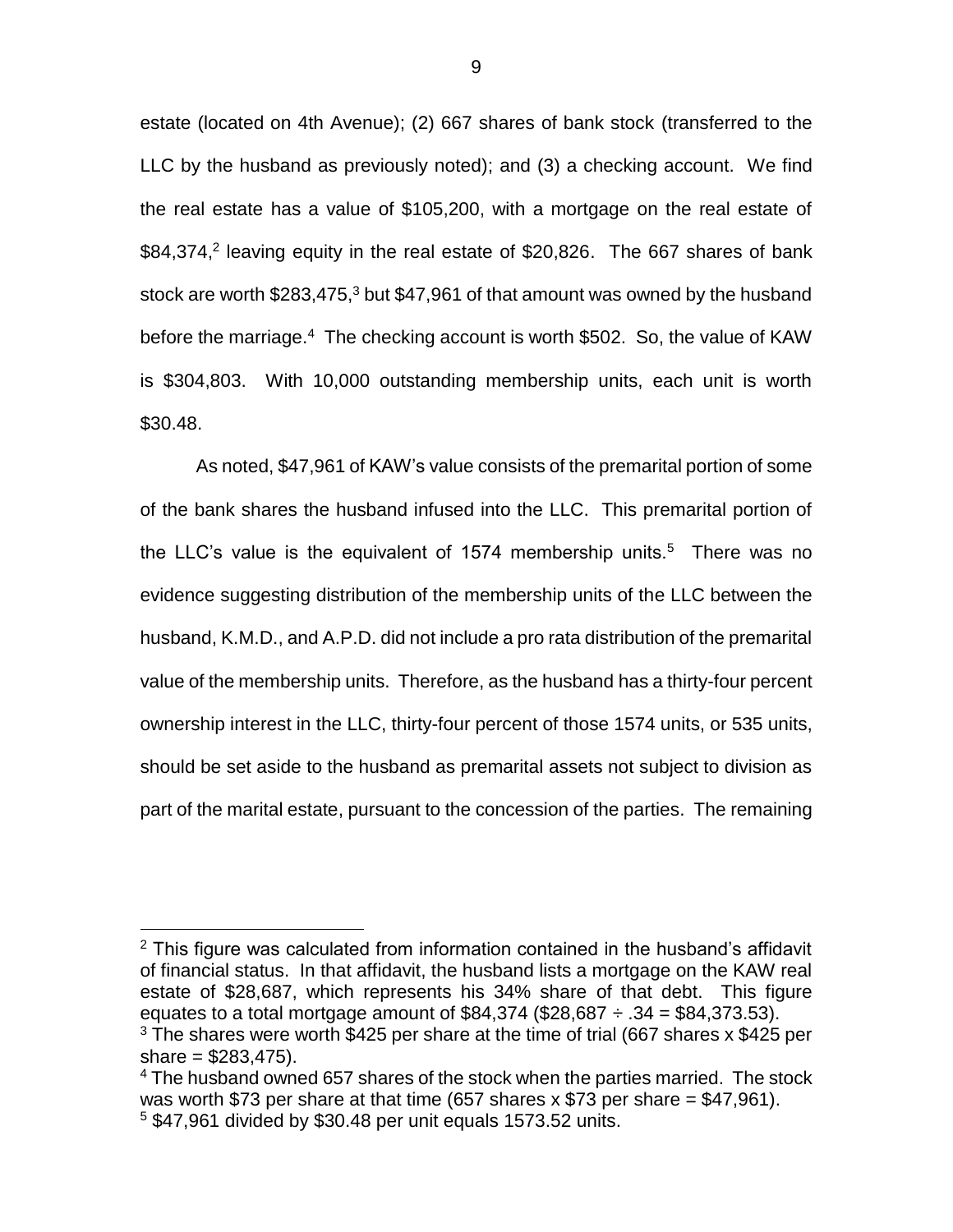estate (located on 4th Avenue); (2) 667 shares of bank stock (transferred to the LLC by the husband as previously noted); and (3) a checking account. We find the real estate has a value of $105,200, with a mortgage on the real estate of $84,374,[2] leaving equity in the real estate of $20,826. The 667 shares of bank stock are worth $283,475,[3] but $47,961 of that amount was owned by the husband before the marriage.[4] The checking account is worth $502. So, the value of KAW is $304,803. With 10,000 outstanding membership units, each unit is worth $30.48.

As noted, $47,961 of KAW's value consists of the premarital portion of some of the bank shares the husband infused into the LLC. This premarital portion of the LLC's value is the equivalent of 1574 membership units.[5] There was no evidence suggesting distribution of the membership units of the LLC between the husband, K.M.D., and A.P.D. did not include a pro rata distribution of the premarital value of the membership units. Therefore, as the husband has a thirty-four percent ownership interest in the LLC, thirty-four percent of those 1574 units, or 535 units, should be set aside to the husband as premarital assets not subject to division as part of the marital estate, pursuant to the concession of the parties. The remaining

---

[2] This figure was calculated from information contained in the husband's affidavit of financial status. In that affidavit, the husband lists a mortgage on the KAW real estate of $28,687, which represents his 34% share of that debt. This figure equates to a total mortgage amount of $84,374 ($28,687 ÷ .34 = $84,373.53).

[3] The shares were worth $425 per share at the time of trial (667 shares x $425 per share = $283,475).

[4] The husband owned 657 shares of the stock when the parties married. The stock was worth $73 per share at that time (657 shares x $73 per share = $47,961).

[5] $47,961 divided by $30.48 per unit equals 1573.52 units.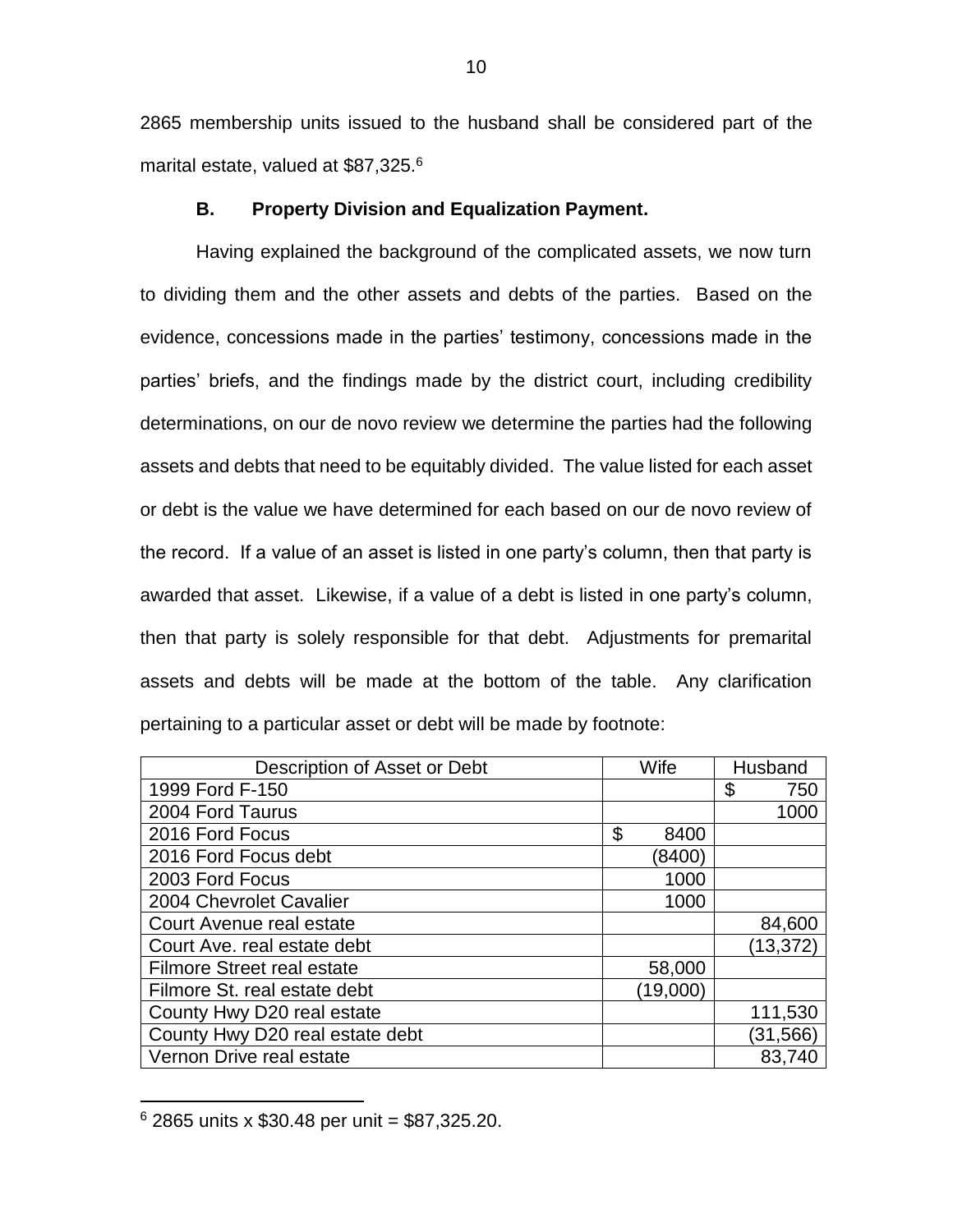2865 membership units issued to the husband shall be considered part of the marital estate, valued at $87,325.[6]

**B. Property Division and Equalization Payment.**

Having explained the background of the complicated assets, we now turn to dividing them and the other assets and debts of the parties. Based on the evidence, concessions made in the parties' testimony, concessions made in the parties' briefs, and the findings made by the district court, including credibility determinations, on our de novo review we determine the parties had the following assets and debts that need to be equitably divided. The value listed for each asset or debt is the value we have determined for each based on our de novo review of the record. If a value of an asset is listed in one party's column, then that party is awarded that asset. Likewise, if a value of a debt is listed in one party's column, then that party is solely responsible for that debt. Adjustments for premarital assets and debts will be made at the bottom of the table. Any clarification pertaining to a particular asset or debt will be made by footnote:

| Description of Asset or Debt | Wife | Husband |
|---|---|---|
| 1999 Ford F-150 | | $ 750 |
| 2004 Ford Taurus | | 1000 |
| 2016 Ford Focus | $ 8400 | |
| 2016 Ford Focus debt | (8400) | |
| 2003 Ford Focus | 1000 | |
| 2004 Chevrolet Cavalier | 1000 | |
| Court Avenue real estate | | 84,600 |
| Court Ave. real estate debt | | (13,372) |
| Filmore Street real estate | 58,000 | |
| Filmore St. real estate debt | (19,000) | |
| County Hwy D20 real estate | | 111,530 |
| County Hwy D20 real estate debt | | (31,566) |
| Vernon Drive real estate | | 83,740 |

[6] 2865 units x $30.48 per unit = $87,325.20.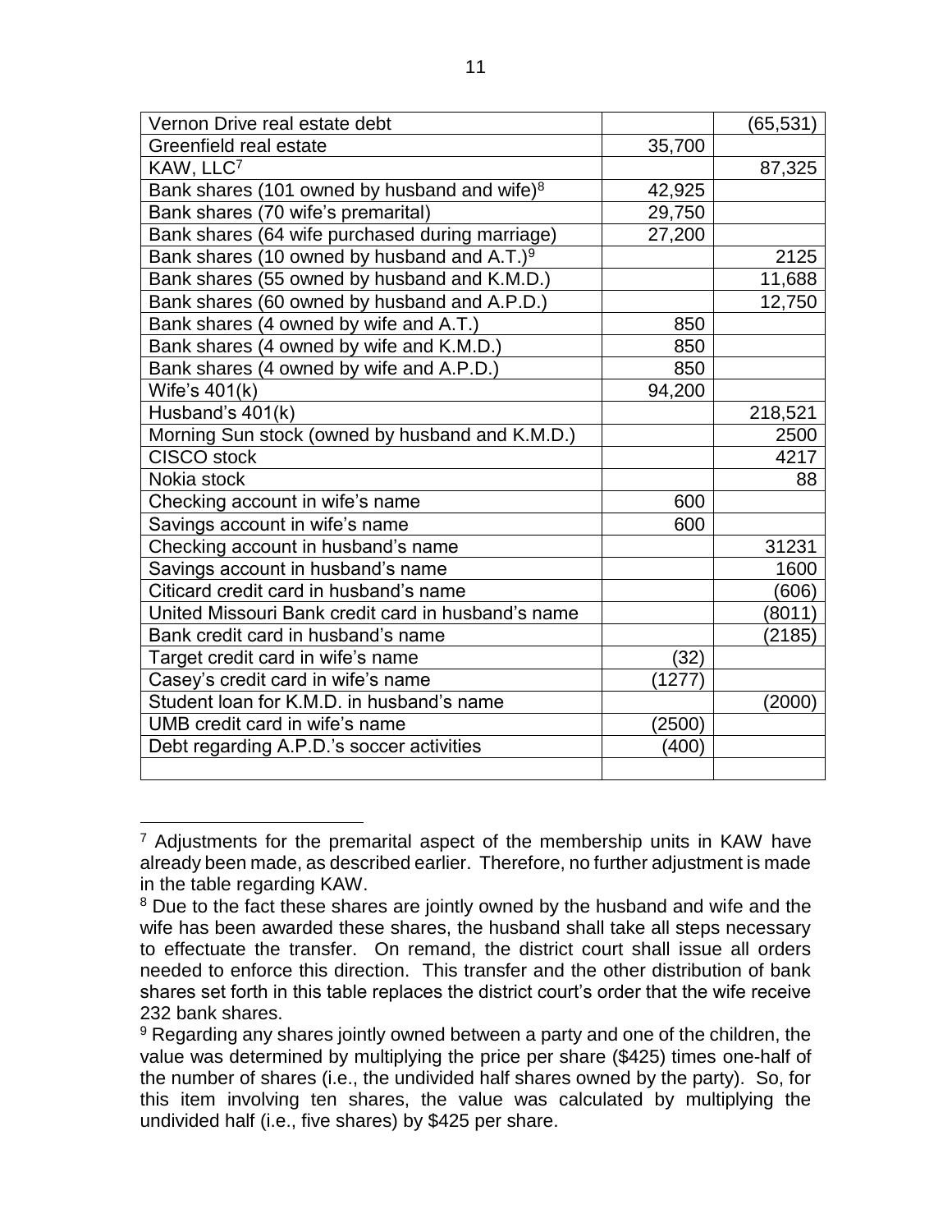| | | |
|---|---|---|
| Vernon Drive real estate debt | | (65,531) |
| Greenfield real estate | 35,700 | |
| KAW, LLC[7] | | 87,325 |
| Bank shares (101 owned by husband and wife)[8] | 42,925 | |
| Bank shares (70 wife's premarital) | 29,750 | |
| Bank shares (64 wife purchased during marriage) | 27,200 | |
| Bank shares (10 owned by husband and A.T.)[9] | | 2125 |
| Bank shares (55 owned by husband and K.M.D.) | | 11,688 |
| Bank shares (60 owned by husband and A.P.D.) | | 12,750 |
| Bank shares (4 owned by wife and A.T.) | 850 | |
| Bank shares (4 owned by wife and K.M.D.) | 850 | |
| Bank shares (4 owned by wife and A.P.D.) | 850 | |
| Wife's 401(k) | 94,200 | |
| Husband's 401(k) | | 218,521 |
| Morning Sun stock (owned by husband and K.M.D.) | | 2500 |
| CISCO stock | | 4217 |
| Nokia stock | | 88 |
| Checking account in wife's name | 600 | |
| Savings account in wife's name | 600 | |
| Checking account in husband's name | | 31231 |
| Savings account in husband's name | | 1600 |
| Citicard credit card in husband's name | | (606) |
| United Missouri Bank credit card in husband's name | | (8011) |
| Bank credit card in husband's name | | (2185) |
| Target credit card in wife's name | (32) | |
| Casey's credit card in wife's name | (1277) | |
| Student loan for K.M.D. in husband's name | | (2000) |
| UMB credit card in wife's name | (2500) | |
| Debt regarding A.P.D.'s soccer activities | (400) | |
| | | |

[7] Adjustments for the premarital aspect of the membership units in KAW have already been made, as described earlier. Therefore, no further adjustment is made in the table regarding KAW.

[8] Due to the fact these shares are jointly owned by the husband and wife and the wife has been awarded these shares, the husband shall take all steps necessary to effectuate the transfer. On remand, the district court shall issue all orders needed to enforce this direction. This transfer and the other distribution of bank shares set forth in this table replaces the district court's order that the wife receive 232 bank shares.

[9] Regarding any shares jointly owned between a party and one of the children, the value was determined by multiplying the price per share ($425) times one-half of the number of shares (i.e., the undivided half shares owned by the party). So, for this item involving ten shares, the value was calculated by multiplying the undivided half (i.e., five shares) by $425 per share.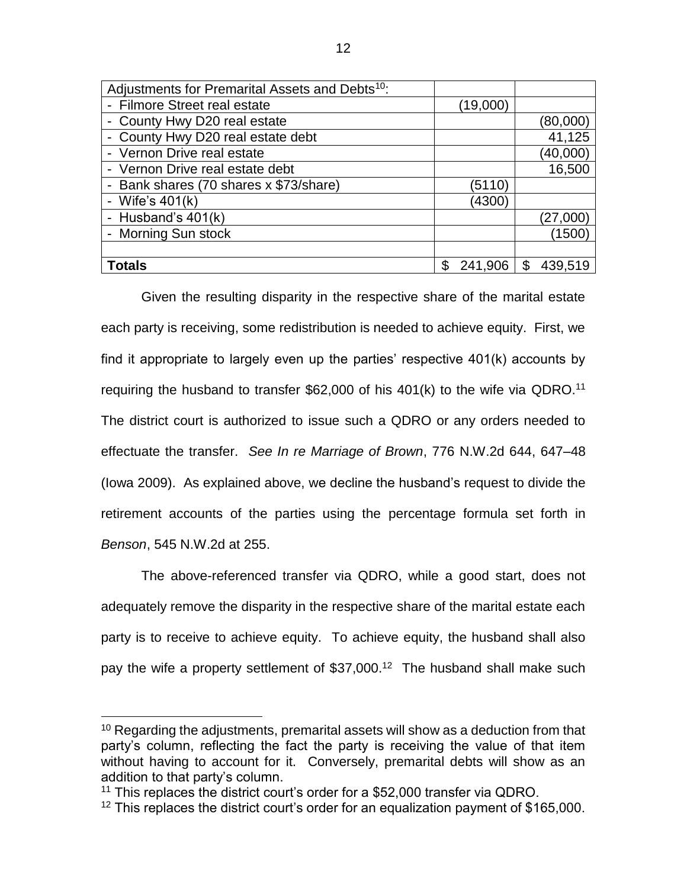| Adjustments for Premarital Assets and Debts[10]: | | |
|---|---|---|
| - Filmore Street real estate | (19,000) | |
| - County Hwy D20 real estate | | (80,000) |
| - County Hwy D20 real estate debt | | 41,125 |
| - Vernon Drive real estate | | (40,000) |
| - Vernon Drive real estate debt | | 16,500 |
| - Bank shares (70 shares x $73/share) | (5110) | |
| - Wife's 401(k) | (4300) | |
| - Husband's 401(k) | | (27,000) |
| - Morning Sun stock | | (1500) |
| | | |
| **Totals** | $ 241,906 | $ 439,519 |

Given the resulting disparity in the respective share of the marital estate each party is receiving, some redistribution is needed to achieve equity. First, we find it appropriate to largely even up the parties' respective 401(k) accounts by requiring the husband to transfer $62,000 of his 401(k) to the wife via QDRO.[11] The district court is authorized to issue such a QDRO or any orders needed to effectuate the transfer. *See In re Marriage of Brown*, 776 N.W.2d 644, 647–48 (Iowa 2009). As explained above, we decline the husband's request to divide the retirement accounts of the parties using the percentage formula set forth in *Benson*, 545 N.W.2d at 255.

The above-referenced transfer via QDRO, while a good start, does not adequately remove the disparity in the respective share of the marital estate each party is to receive to achieve equity. To achieve equity, the husband shall also pay the wife a property settlement of $37,000.[12] The husband shall make such

---

[10] Regarding the adjustments, premarital assets will show as a deduction from that party's column, reflecting the fact the party is receiving the value of that item without having to account for it. Conversely, premarital debts will show as an addition to that party's column.

[11] This replaces the district court's order for a $52,000 transfer via QDRO.

[12] This replaces the district court's order for an equalization payment of $165,000.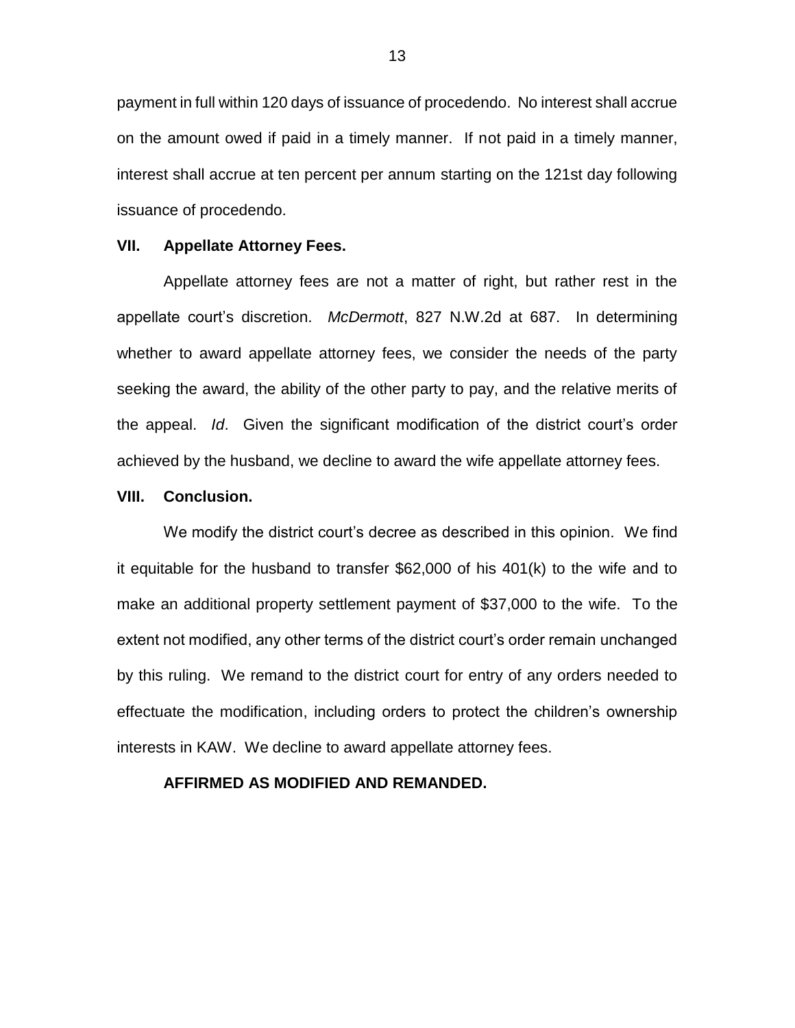payment in full within 120 days of issuance of procedendo. No interest shall accrue on the amount owed if paid in a timely manner. If not paid in a timely manner, interest shall accrue at ten percent per annum starting on the 121st day following issuance of procedendo.

## VII. Appellate Attorney Fees.

Appellate attorney fees are not a matter of right, but rather rest in the appellate court's discretion. *McDermott*, 827 N.W.2d at 687. In determining whether to award appellate attorney fees, we consider the needs of the party seeking the award, the ability of the other party to pay, and the relative merits of the appeal. *Id*. Given the significant modification of the district court's order achieved by the husband, we decline to award the wife appellate attorney fees.

## VIII. Conclusion.

We modify the district court's decree as described in this opinion. We find it equitable for the husband to transfer $62,000 of his 401(k) to the wife and to make an additional property settlement payment of $37,000 to the wife. To the extent not modified, any other terms of the district court's order remain unchanged by this ruling. We remand to the district court for entry of any orders needed to effectuate the modification, including orders to protect the children's ownership interests in KAW. We decline to award appellate attorney fees.

**AFFIRMED AS MODIFIED AND REMANDED.**